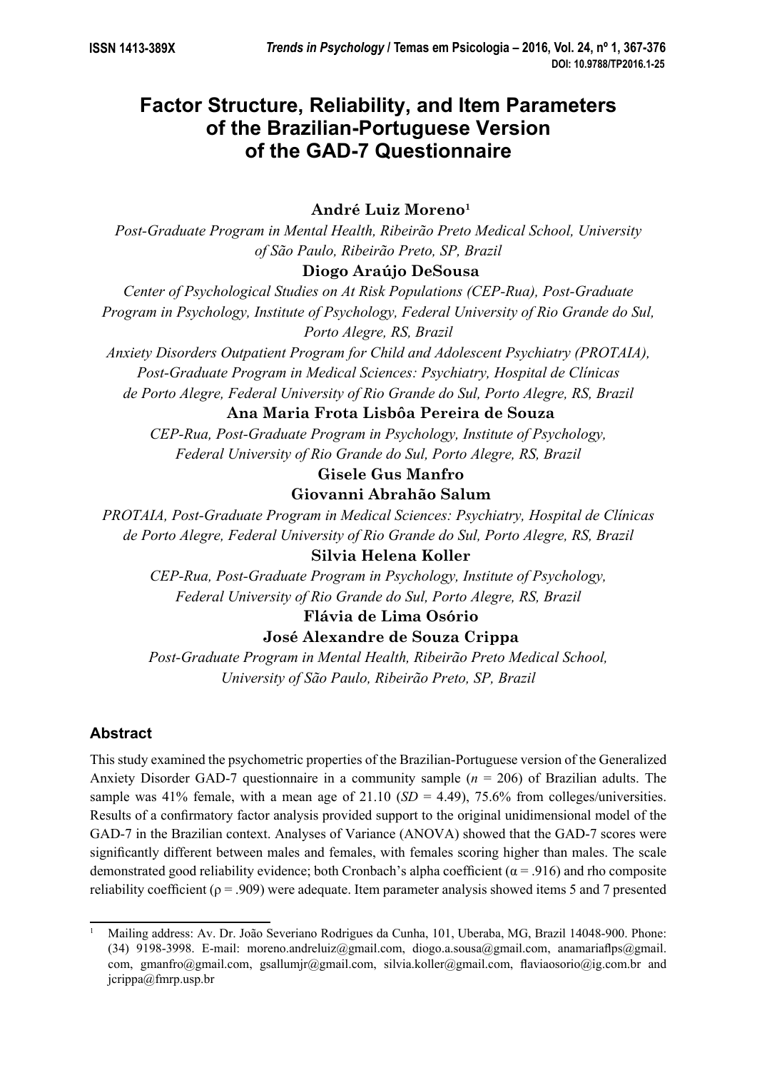# Factor Structure, Reliability, and Item Parameters of the Brazilian-Portuguese Version of the GAD-7 Questionnaire

**André Luiz Moreno**[1]

*Post-Graduate Program in Mental Health, Ribeirão Preto Medical School, University of São Paulo, Ribeirão Preto, SP, Brazil*

**Diogo Araújo DeSousa**

*Center of Psychological Studies on At Risk Populations (CEP-Rua), Post-Graduate Program in Psychology, Institute of Psychology, Federal University of Rio Grande do Sul, Porto Alegre, RS, Brazil*

*Anxiety Disorders Outpatient Program for Child and Adolescent Psychiatry (PROTAIA), Post-Graduate Program in Medical Sciences: Psychiatry, Hospital de Clínicas de Porto Alegre, Federal University of Rio Grande do Sul, Porto Alegre, RS, Brazil*

**Ana Maria Frota Lisbôa Pereira de Souza**

*CEP-Rua, Post-Graduate Program in Psychology, Institute of Psychology, Federal University of Rio Grande do Sul, Porto Alegre, RS, Brazil*

**Gisele Gus Manfro**

**Giovanni Abrahão Salum**

*PROTAIA, Post-Graduate Program in Medical Sciences: Psychiatry, Hospital de Clínicas de Porto Alegre, Federal University of Rio Grande do Sul, Porto Alegre, RS, Brazil*

**Silvia Helena Koller**

*CEP-Rua, Post-Graduate Program in Psychology, Institute of Psychology, Federal University of Rio Grande do Sul, Porto Alegre, RS, Brazil*

**Flávia de Lima Osório**

**José Alexandre de Souza Crippa**

*Post-Graduate Program in Mental Health, Ribeirão Preto Medical School, University of São Paulo, Ribeirão Preto, SP, Brazil*

## Abstract

This study examined the psychometric properties of the Brazilian-Portuguese version of the Generalized Anxiety Disorder GAD-7 questionnaire in a community sample ($n$ = 206) of Brazilian adults. The sample was 41% female, with a mean age of 21.10 ($SD$ = 4.49), 75.6% from colleges/universities. Results of a confirmatory factor analysis provided support to the original unidimensional model of the GAD-7 in the Brazilian context. Analyses of Variance (ANOVA) showed that the GAD-7 scores were significantly different between males and females, with females scoring higher than males. The scale demonstrated good reliability evidence; both Cronbach's alpha coefficient ($\alpha$ = .916) and rho composite reliability coefficient ($\rho$ = .909) were adequate. Item parameter analysis showed items 5 and 7 presented

---

[1] Mailing address: Av. Dr. João Severiano Rodrigues da Cunha, 101, Uberaba, MG, Brazil 14048-900. Phone: (34) 9198-3998. E-mail: moreno.andreluiz@gmail.com, diogo.a.sousa@gmail.com, anamariaflps@gmail.com, gmanfro@gmail.com, gsallumjr@gmail.com, silvia.koller@gmail.com, flaviaosorio@ig.com.br and jcrippa@fmrp.usp.br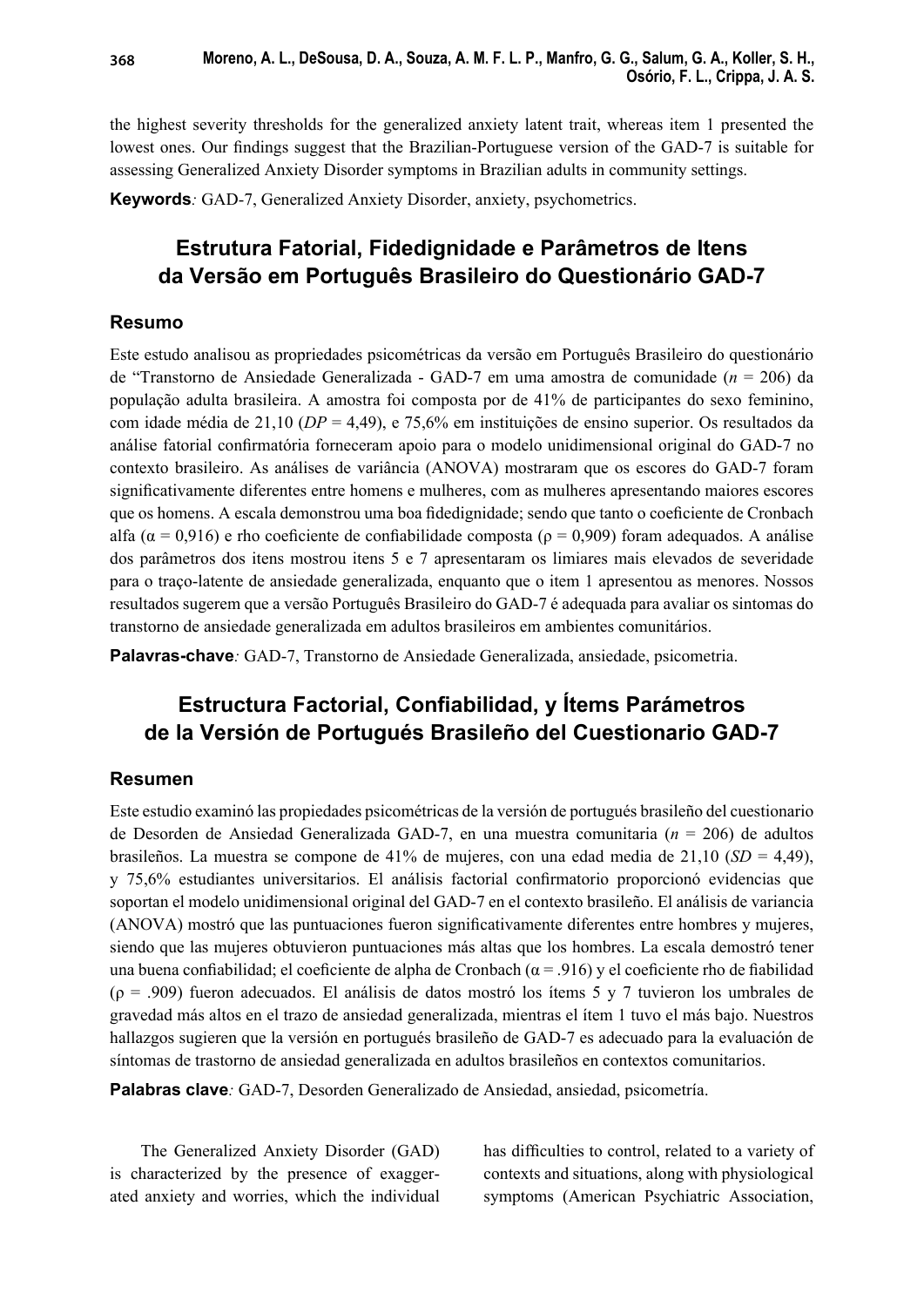the highest severity thresholds for the generalized anxiety latent trait, whereas item 1 presented the lowest ones. Our findings suggest that the Brazilian-Portuguese version of the GAD-7 is suitable for assessing Generalized Anxiety Disorder symptoms in Brazilian adults in community settings.

**Keywords***:* GAD-7, Generalized Anxiety Disorder, anxiety, psychometrics.

## Estrutura Fatorial, Fidedignidade e Parâmetros de Itens da Versão em Português Brasileiro do Questionário GAD-7

### Resumo

Este estudo analisou as propriedades psicométricas da versão em Português Brasileiro do questionário de "Transtorno de Ansiedade Generalizada - GAD-7 em uma amostra de comunidade (*n* = 206) da população adulta brasileira. A amostra foi composta por de 41% de participantes do sexo feminino, com idade média de 21,10 (*DP* = 4,49), e 75,6% em instituições de ensino superior. Os resultados da análise fatorial confirmatória forneceram apoio para o modelo unidimensional original do GAD-7 no contexto brasileiro. As análises de variância (ANOVA) mostraram que os escores do GAD-7 foram significativamente diferentes entre homens e mulheres, com as mulheres apresentando maiores escores que os homens. A escala demonstrou uma boa fidedignidade; sendo que tanto o coeficiente de Cronbach alfa ($\alpha$ = 0,916) e rho coeficiente de confiabilidade composta ($\rho$ = 0,909) foram adequados. A análise dos parâmetros dos itens mostrou itens 5 e 7 apresentaram os limiares mais elevados de severidade para o traço-latente de ansiedade generalizada, enquanto que o item 1 apresentou as menores. Nossos resultados sugerem que a versão Português Brasileiro do GAD-7 é adequada para avaliar os sintomas do transtorno de ansiedade generalizada em adultos brasileiros em ambientes comunitários.

**Palavras-chave***:* GAD-7, Transtorno de Ansiedade Generalizada, ansiedade, psicometria.

## Estructura Factorial, Confiabilidad, y Ítems Parámetros de la Versión de Portugués Brasileño del Cuestionario GAD-7

### Resumen

Este estudio examinó las propiedades psicométricas de la versión de portugués brasileño del cuestionario de Desorden de Ansiedad Generalizada GAD-7, en una muestra comunitaria (*n* = 206) de adultos brasileños. La muestra se compone de 41% de mujeres, con una edad media de 21,10 (*SD* = 4,49), y 75,6% estudiantes universitarios. El análisis factorial confirmatorio proporcionó evidencias que soportan el modelo unidimensional original del GAD-7 en el contexto brasileño. El análisis de variancia (ANOVA) mostró que las puntuaciones fueron significativamente diferentes entre hombres y mujeres, siendo que las mujeres obtuvieron puntuaciones más altas que los hombres. La escala demostró tener una buena confiabilidad; el coeficiente de alpha de Cronbach ($\alpha$ = .916) y el coeficiente rho de fiabilidad ($\rho$ = .909) fueron adecuados. El análisis de datos mostró los ítems 5 y 7 tuvieron los umbrales de gravedad más altos en el trazo de ansiedad generalizada, mientras el ítem 1 tuvo el más bajo. Nuestros hallazgos sugieren que la versión en portugués brasileño de GAD-7 es adecuado para la evaluación de síntomas de trastorno de ansiedad generalizada en adultos brasileños en contextos comunitarios.

**Palabras clave***:* GAD-7, Desorden Generalizado de Ansiedad, ansiedad, psicometría.

The Generalized Anxiety Disorder (GAD) is characterized by the presence of exaggerated anxiety and worries, which the individual has difficulties to control, related to a variety of contexts and situations, along with physiological symptoms (American Psychiatric Association,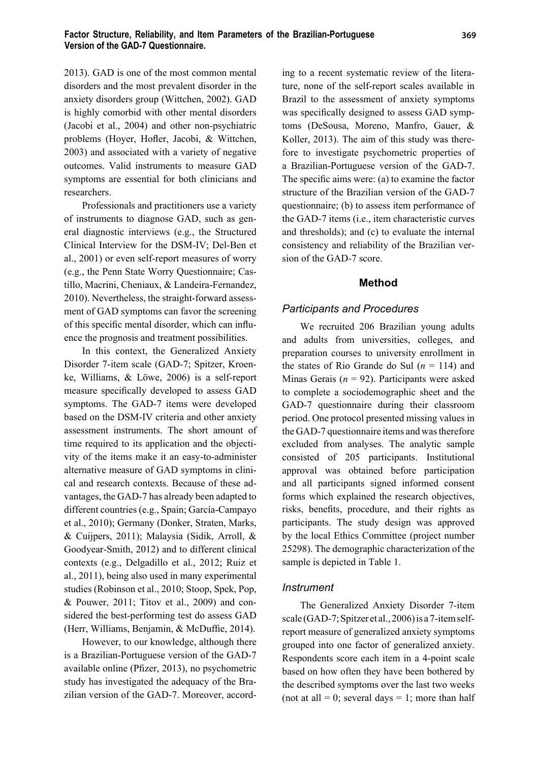2013). GAD is one of the most common mental disorders and the most prevalent disorder in the anxiety disorders group (Wittchen, 2002). GAD is highly comorbid with other mental disorders (Jacobi et al., 2004) and other non-psychiatric problems (Hoyer, Hofler, Jacobi, & Wittchen, 2003) and associated with a variety of negative outcomes. Valid instruments to measure GAD symptoms are essential for both clinicians and researchers.

Professionals and practitioners use a variety of instruments to diagnose GAD, such as general diagnostic interviews (e.g., the Structured Clinical Interview for the DSM-IV; Del-Ben et al., 2001) or even self-report measures of worry (e.g., the Penn State Worry Questionnaire; Castillo, Macrini, Cheniaux, & Landeira-Fernandez, 2010). Nevertheless, the straight-forward assessment of GAD symptoms can favor the screening of this specific mental disorder, which can influence the prognosis and treatment possibilities.

In this context, the Generalized Anxiety Disorder 7-item scale (GAD-7; Spitzer, Kroenke, Williams, & Löwe, 2006) is a self-report measure specifically developed to assess GAD symptoms. The GAD-7 items were developed based on the DSM-IV criteria and other anxiety assessment instruments. The short amount of time required to its application and the objectivity of the items make it an easy-to-administer alternative measure of GAD symptoms in clinical and research contexts. Because of these advantages, the GAD-7 has already been adapted to different countries (e.g., Spain; García-Campayo et al., 2010); Germany (Donker, Straten, Marks, & Cuijpers, 2011); Malaysia (Sidik, Arroll, & Goodyear-Smith, 2012) and to different clinical contexts (e.g., Delgadillo et al., 2012; Ruiz et al., 2011), being also used in many experimental studies (Robinson et al., 2010; Stoop, Spek, Pop, & Pouwer, 2011; Titov et al., 2009) and considered the best-performing test do assess GAD (Herr, Williams, Benjamin, & McDuffie, 2014).

However, to our knowledge, although there is a Brazilian-Portuguese version of the GAD-7 available online (Pfizer, 2013), no psychometric study has investigated the adequacy of the Brazilian version of the GAD-7. Moreover, according to a recent systematic review of the literature, none of the self-report scales available in Brazil to the assessment of anxiety symptoms was specifically designed to assess GAD symptoms (DeSousa, Moreno, Manfro, Gauer, & Koller, 2013). The aim of this study was therefore to investigate psychometric properties of a Brazilian-Portuguese version of the GAD-7. The specific aims were: (a) to examine the factor structure of the Brazilian version of the GAD-7 questionnaire; (b) to assess item performance of the GAD-7 items (i.e., item characteristic curves and thresholds); and (c) to evaluate the internal consistency and reliability of the Brazilian version of the GAD-7 score.

## Method

### *Participants and Procedures*

We recruited 206 Brazilian young adults and adults from universities, colleges, and preparation courses to university enrollment in the states of Rio Grande do Sul ($n$ = 114) and Minas Gerais ($n$ = 92). Participants were asked to complete a sociodemographic sheet and the GAD-7 questionnaire during their classroom period. One protocol presented missing values in the GAD-7 questionnaire items and was therefore excluded from analyses. The analytic sample consisted of 205 participants. Institutional approval was obtained before participation and all participants signed informed consent forms which explained the research objectives, risks, benefits, procedure, and their rights as participants. The study design was approved by the local Ethics Committee (project number 25298). The demographic characterization of the sample is depicted in Table 1.

### *Instrument*

The Generalized Anxiety Disorder 7-item scale (GAD-7; Spitzer et al., 2006) is a 7-item self-report measure of generalized anxiety symptoms grouped into one factor of generalized anxiety. Respondents score each item in a 4-point scale based on how often they have been bothered by the described symptoms over the last two weeks (not at all = 0; several days = 1; more than half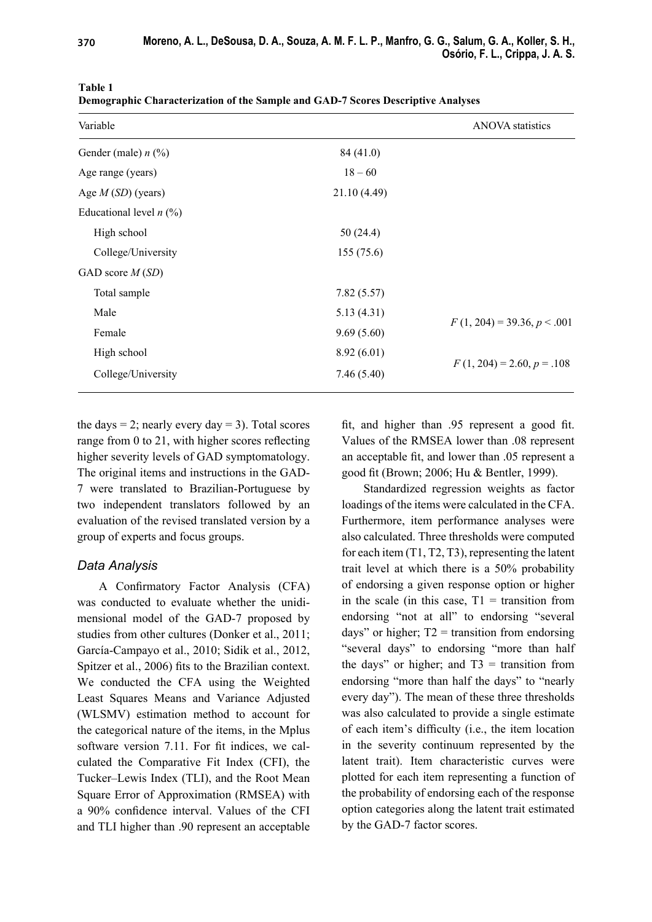**Table 1**
**Demographic Characterization of the Sample and GAD-7 Scores Descriptive Analyses**

| Variable | | ANOVA statistics |
|---|---|---|
| Gender (male) *n* (%) | 84 (41.0) | |
| Age range (years) | 18 – 60 | |
| Age *M* (*SD*) (years) | 21.10 (4.49) | |
| Educational level *n* (%) | | |
| High school | 50 (24.4) | |
| College/University | 155 (75.6) | |
| GAD score *M* (*SD*) | | |
| Total sample | 7.82 (5.57) | |
| Male | 5.13 (4.31) | $F$ (1, 204) = 39.36, $p$ < .001 |
| Female | 9.69 (5.60) | |
| High school | 8.92 (6.01) | $F$ (1, 204) = 2.60, $p$ = .108 |
| College/University | 7.46 (5.40) | |

the days = 2; nearly every day = 3). Total scores range from 0 to 21, with higher scores reflecting higher severity levels of GAD symptomatology. The original items and instructions in the GAD-7 were translated to Brazilian-Portuguese by two independent translators followed by an evaluation of the revised translated version by a group of experts and focus groups.

### Data Analysis

A Confirmatory Factor Analysis (CFA) was conducted to evaluate whether the unidimensional model of the GAD-7 proposed by studies from other cultures (Donker et al., 2011; García-Campayo et al., 2010; Sidik et al., 2012, Spitzer et al., 2006) fits to the Brazilian context. We conducted the CFA using the Weighted Least Squares Means and Variance Adjusted (WLSMV) estimation method to account for the categorical nature of the items, in the Mplus software version 7.11. For fit indices, we calculated the Comparative Fit Index (CFI), the Tucker–Lewis Index (TLI), and the Root Mean Square Error of Approximation (RMSEA) with a 90% confidence interval. Values of the CFI and TLI higher than .90 represent an acceptable fit, and higher than .95 represent a good fit. Values of the RMSEA lower than .08 represent an acceptable fit, and lower than .05 represent a good fit (Brown; 2006; Hu & Bentler, 1999).

Standardized regression weights as factor loadings of the items were calculated in the CFA. Furthermore, item performance analyses were also calculated. Three thresholds were computed for each item (T1, T2, T3), representing the latent trait level at which there is a 50% probability of endorsing a given response option or higher in the scale (in this case, T1 = transition from endorsing "not at all" to endorsing "several days" or higher; T2 = transition from endorsing "several days" to endorsing "more than half the days" or higher; and T3 = transition from endorsing "more than half the days" to "nearly every day"). The mean of these three thresholds was also calculated to provide a single estimate of each item's difficulty (i.e., the item location in the severity continuum represented by the latent trait). Item characteristic curves were plotted for each item representing a function of the probability of endorsing each of the response option categories along the latent trait estimated by the GAD-7 factor scores.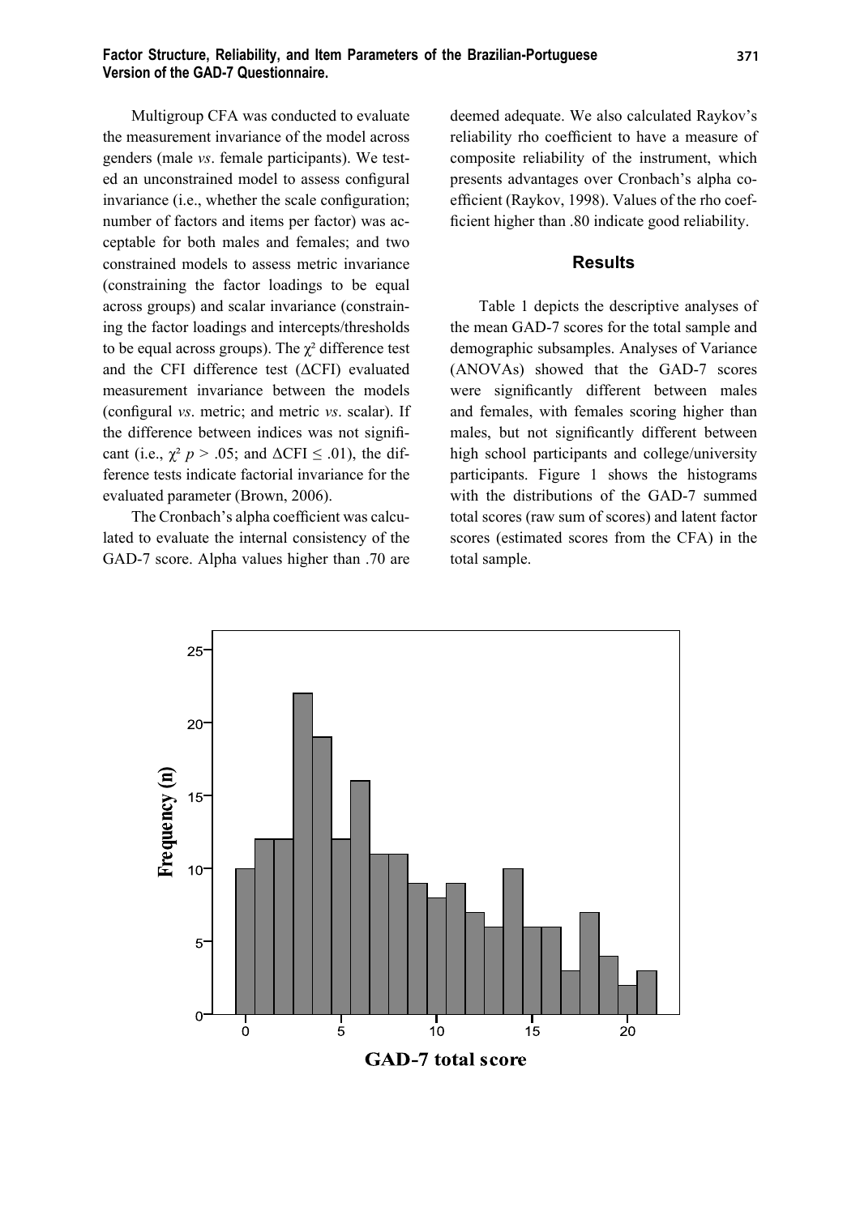Multigroup CFA was conducted to evaluate the measurement invariance of the model across genders (male *vs*. female participants). We tested an unconstrained model to assess configural invariance (i.e., whether the scale configuration; number of factors and items per factor) was acceptable for both males and females; and two constrained models to assess metric invariance (constraining the factor loadings to be equal across groups) and scalar invariance (constraining the factor loadings and intercepts/thresholds to be equal across groups). The $\chi^2$ difference test and the CFI difference test ($\Delta$CFI) evaluated measurement invariance between the models (configural *vs*. metric; and metric *vs*. scalar). If the difference between indices was not significant (i.e., $\chi^2$ $p > .05$; and $\Delta\text{CFI} \leq .01$), the difference tests indicate factorial invariance for the evaluated parameter (Brown, 2006).

The Cronbach's alpha coefficient was calculated to evaluate the internal consistency of the GAD-7 score. Alpha values higher than .70 are deemed adequate. We also calculated Raykov's reliability rho coefficient to have a measure of composite reliability of the instrument, which presents advantages over Cronbach's alpha coefficient (Raykov, 1998). Values of the rho coefficient higher than .80 indicate good reliability.

## Results

Table 1 depicts the descriptive analyses of the mean GAD-7 scores for the total sample and demographic subsamples. Analyses of Variance (ANOVAs) showed that the GAD-7 scores were significantly different between males and females, with females scoring higher than males, but not significantly different between high school participants and college/university participants. Figure 1 shows the histograms with the distributions of the GAD-7 summed total scores (raw sum of scores) and latent factor scores (estimated scores from the CFA) in the total sample.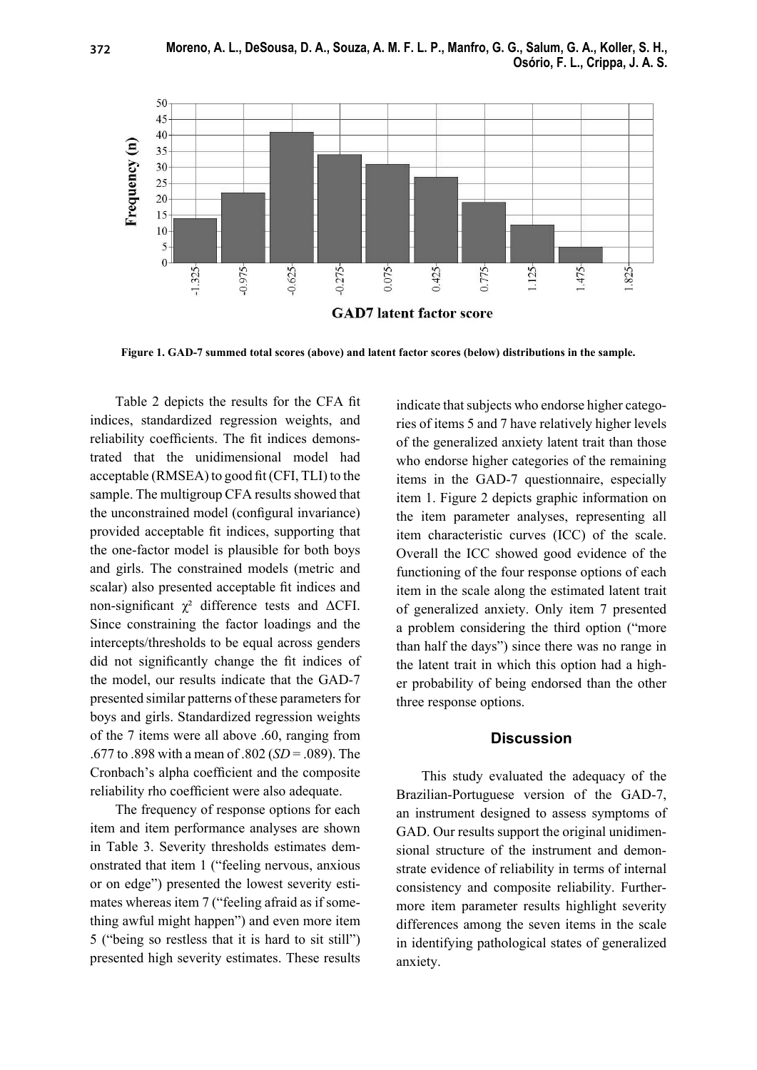Figure 1. GAD-7 summed total scores (above) and latent factor scores (below) distributions in the sample.

Table 2 depicts the results for the CFA fit indices, standardized regression weights, and reliability coefficients. The fit indices demonstrated that the unidimensional model had acceptable (RMSEA) to good fit (CFI, TLI) to the sample. The multigroup CFA results showed that the unconstrained model (configural invariance) provided acceptable fit indices, supporting that the one-factor model is plausible for both boys and girls. The constrained models (metric and scalar) also presented acceptable fit indices and non-significant $\chi^2$ difference tests and $\Delta$CFI. Since constraining the factor loadings and the intercepts/thresholds to be equal across genders did not significantly change the fit indices of the model, our results indicate that the GAD-7 presented similar patterns of these parameters for boys and girls. Standardized regression weights of the 7 items were all above .60, ranging from .677 to .898 with a mean of .802 (*SD* = .089). The Cronbach's alpha coefficient and the composite reliability rho coefficient were also adequate.

The frequency of response options for each item and item performance analyses are shown in Table 3. Severity thresholds estimates demonstrated that item 1 ("feeling nervous, anxious or on edge") presented the lowest severity estimates whereas item 7 ("feeling afraid as if something awful might happen") and even more item 5 ("being so restless that it is hard to sit still") presented high severity estimates. These results indicate that subjects who endorse higher categories of items 5 and 7 have relatively higher levels of the generalized anxiety latent trait than those who endorse higher categories of the remaining items in the GAD-7 questionnaire, especially item 1. Figure 2 depicts graphic information on the item parameter analyses, representing all item characteristic curves (ICC) of the scale. Overall the ICC showed good evidence of the functioning of the four response options of each item in the scale along the estimated latent trait of generalized anxiety. Only item 7 presented a problem considering the third option ("more than half the days") since there was no range in the latent trait in which this option had a higher probability of being endorsed than the other three response options.

## Discussion

This study evaluated the adequacy of the Brazilian-Portuguese version of the GAD-7, an instrument designed to assess symptoms of GAD. Our results support the original unidimensional structure of the instrument and demonstrate evidence of reliability in terms of internal consistency and composite reliability. Furthermore item parameter results highlight severity differences among the seven items in the scale in identifying pathological states of generalized anxiety.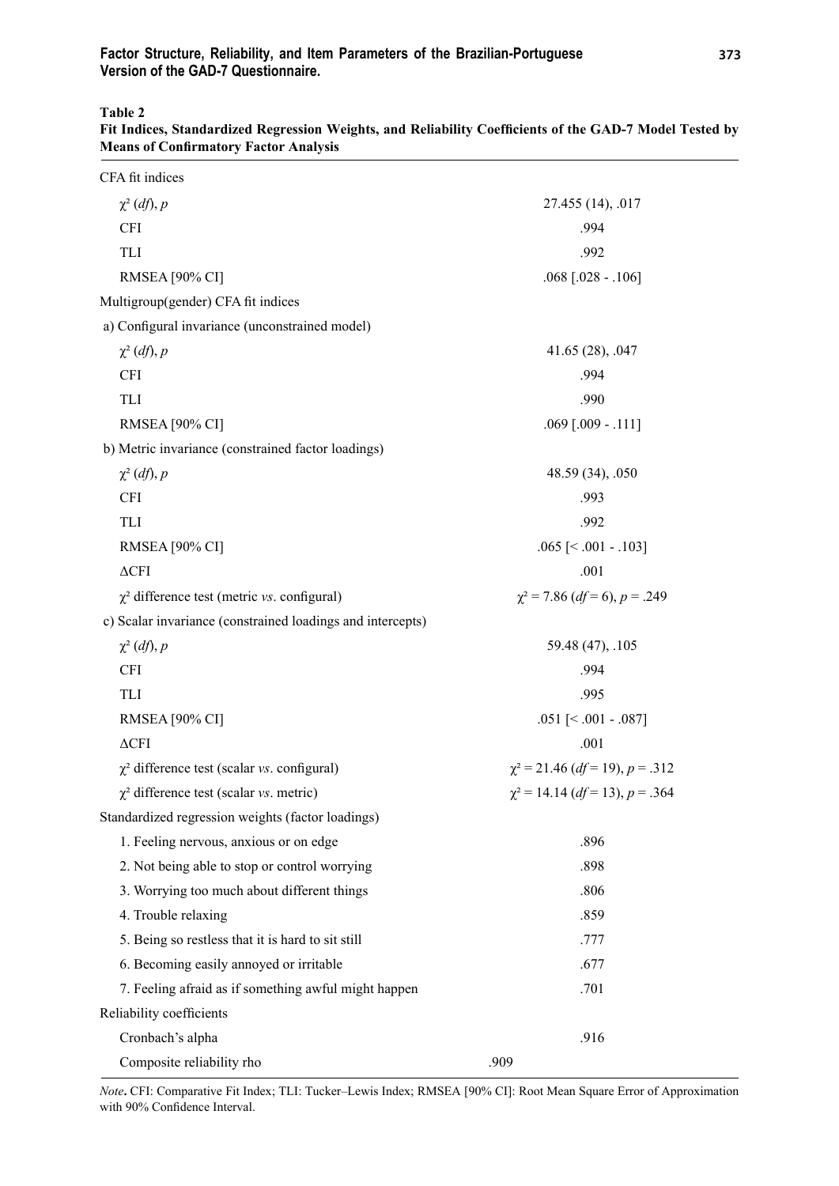**Table 2**
**Fit Indices, Standardized Regression Weights, and Reliability Coefficients of the GAD-7 Model Tested by Means of Confirmatory Factor Analysis**

| | |
|---|---|
| CFA fit indices | |
| $\chi^2$ (*df*), *p* | 27.455 (14), .017 |
| CFI | .994 |
| TLI | .992 |
| RMSEA [90% CI] | .068 [.028 - .106] |
| Multigroup(gender) CFA fit indices | |
| a) Configural invariance (unconstrained model) | |
| $\chi^2$ (*df*), *p* | 41.65 (28), .047 |
| CFI | .994 |
| TLI | .990 |
| RMSEA [90% CI] | .069 [.009 - .111] |
| b) Metric invariance (constrained factor loadings) | |
| $\chi^2$ (*df*), *p* | 48.59 (34), .050 |
| CFI | .993 |
| TLI | .992 |
| RMSEA [90% CI] | .065 [< .001 - .103] |
| ΔCFI | .001 |
| $\chi^2$ difference test (metric *vs*. configural) | $\chi^2 = 7.86$ ($df = 6$), $p = .249$ |
| c) Scalar invariance (constrained loadings and intercepts) | |
| $\chi^2$ (*df*), *p* | 59.48 (47), .105 |
| CFI | .994 |
| TLI | .995 |
| RMSEA [90% CI] | .051 [< .001 - .087] |
| ΔCFI | .001 |
| $\chi^2$ difference test (scalar *vs*. configural) | $\chi^2 = 21.46$ ($df = 19$), $p = .312$ |
| $\chi^2$ difference test (scalar *vs*. metric) | $\chi^2 = 14.14$ ($df = 13$), $p = .364$ |
| Standardized regression weights (factor loadings) | |
| 1. Feeling nervous, anxious or on edge | .896 |
| 2. Not being able to stop or control worrying | .898 |
| 3. Worrying too much about different things | .806 |
| 4. Trouble relaxing | .859 |
| 5. Being so restless that it is hard to sit still | .777 |
| 6. Becoming easily annoyed or irritable | .677 |
| 7. Feeling afraid as if something awful might happen | .701 |
| Reliability coefficients | |
| Cronbach's alpha | .916 |
| Composite reliability rho | .909 |

*Note***.** CFI: Comparative Fit Index; TLI: Tucker–Lewis Index; RMSEA [90% CI]: Root Mean Square Error of Approximation with 90% Confidence Interval.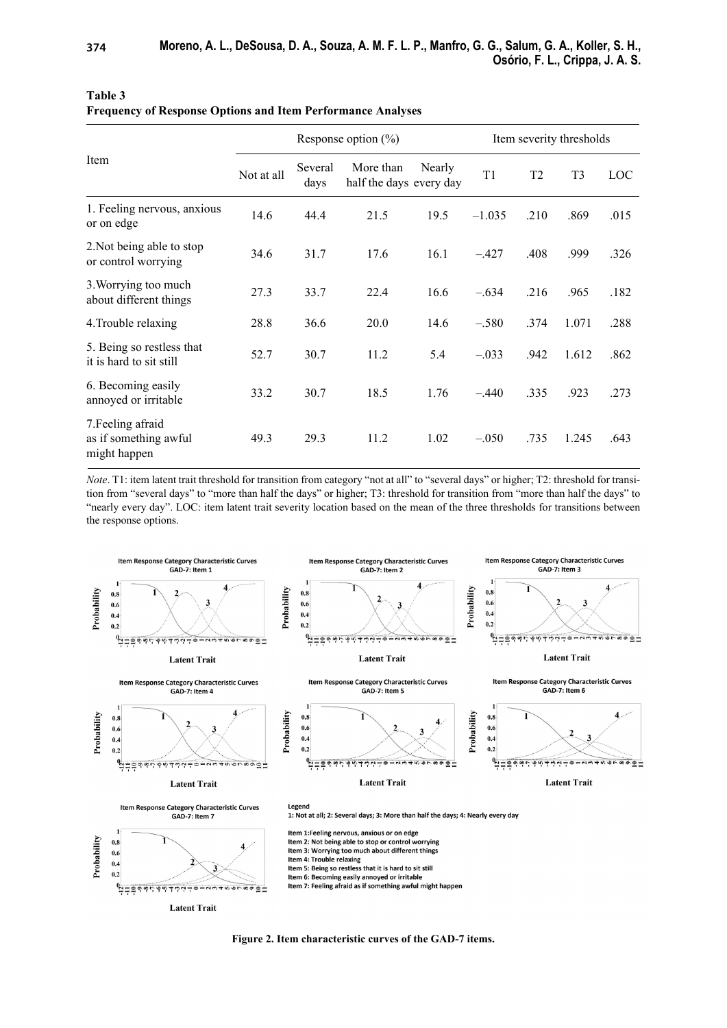**Table 3**
**Frequency of Response Options and Item Performance Analyses**

| Item | Response option (%) | | | | Item severity thresholds | | | |
|---|---|---|---|---|---|---|---|---|
| | Not at all | Several days | More than half the days | Nearly every day | T1 | T2 | T3 | LOC |
| 1. Feeling nervous, anxious or on edge | 14.6 | 44.4 | 21.5 | 19.5 | –1.035 | .210 | .869 | .015 |
| 2.Not being able to stop or control worrying | 34.6 | 31.7 | 17.6 | 16.1 | –.427 | .408 | .999 | .326 |
| 3.Worrying too much about different things | 27.3 | 33.7 | 22.4 | 16.6 | –.634 | .216 | .965 | .182 |
| 4.Trouble relaxing | 28.8 | 36.6 | 20.0 | 14.6 | –.580 | .374 | 1.071 | .288 |
| 5. Being so restless that it is hard to sit still | 52.7 | 30.7 | 11.2 | 5.4 | –.033 | .942 | 1.612 | .862 |
| 6. Becoming easily annoyed or irritable | 33.2 | 30.7 | 18.5 | 1.76 | –.440 | .335 | .923 | .273 |
| 7.Feeling afraid as if something awful might happen | 49.3 | 29.3 | 11.2 | 1.02 | –.050 | .735 | 1.245 | .643 |

*Note*. T1: item latent trait threshold for transition from category "not at all" to "several days" or higher; T2: threshold for transition from "several days" to "more than half the days" or higher; T3: threshold for transition from "more than half the days" to "nearly every day". LOC: item latent trait severity location based on the mean of the three thresholds for transitions between the response options.

**Figure 2. Item characteristic curves of the GAD-7 items.**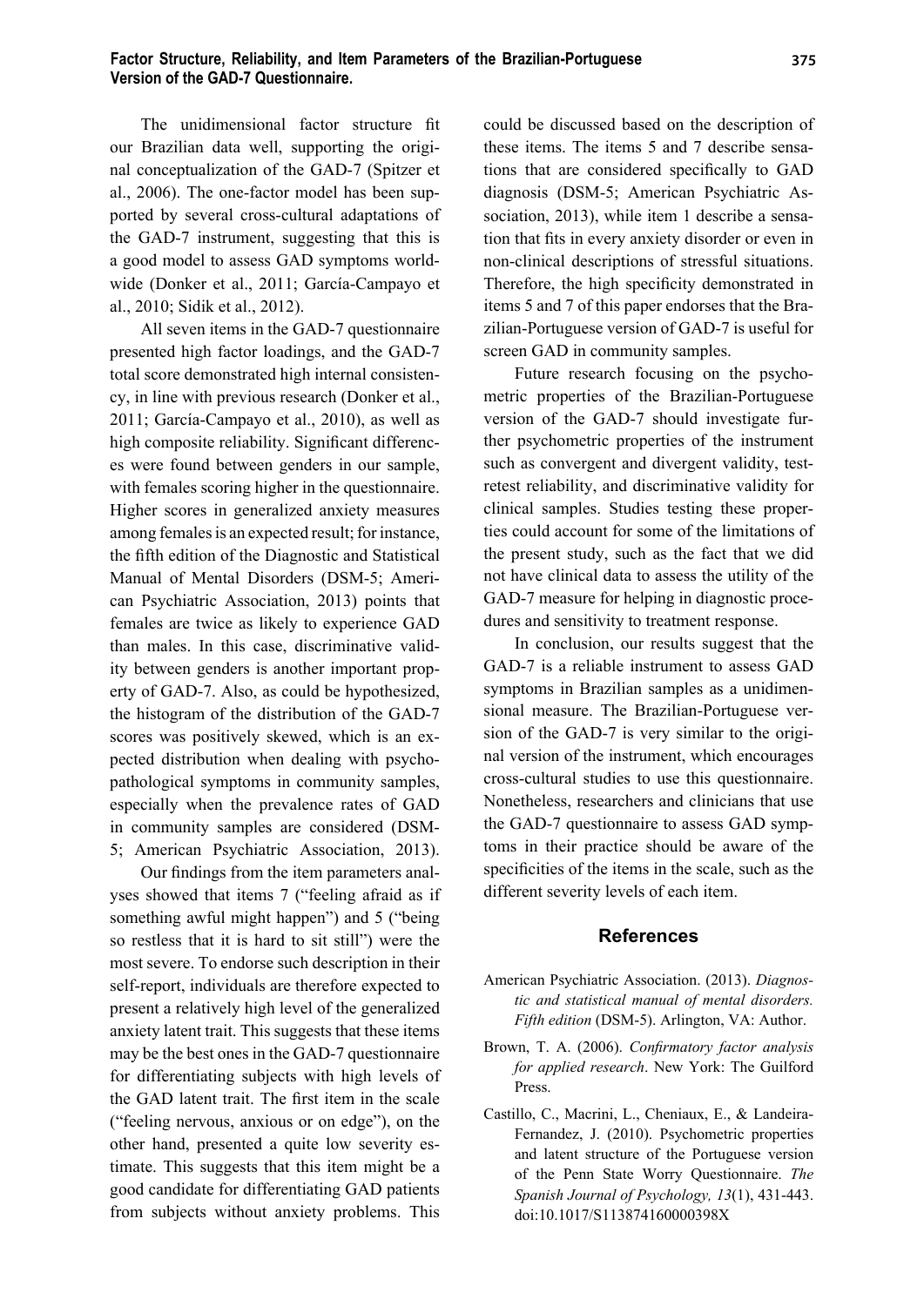The unidimensional factor structure fit our Brazilian data well, supporting the original conceptualization of the GAD-7 (Spitzer et al., 2006). The one-factor model has been supported by several cross-cultural adaptations of the GAD-7 instrument, suggesting that this is a good model to assess GAD symptoms worldwide (Donker et al., 2011; García-Campayo et al., 2010; Sidik et al., 2012).

All seven items in the GAD-7 questionnaire presented high factor loadings, and the GAD-7 total score demonstrated high internal consistency, in line with previous research (Donker et al., 2011; García-Campayo et al., 2010), as well as high composite reliability. Significant differences were found between genders in our sample, with females scoring higher in the questionnaire. Higher scores in generalized anxiety measures among females is an expected result; for instance, the fifth edition of the Diagnostic and Statistical Manual of Mental Disorders (DSM-5; American Psychiatric Association, 2013) points that females are twice as likely to experience GAD than males. In this case, discriminative validity between genders is another important property of GAD-7. Also, as could be hypothesized, the histogram of the distribution of the GAD-7 scores was positively skewed, which is an expected distribution when dealing with psychopathological symptoms in community samples, especially when the prevalence rates of GAD in community samples are considered (DSM-5; American Psychiatric Association, 2013).

Our findings from the item parameters analyses showed that items 7 ("feeling afraid as if something awful might happen") and 5 ("being so restless that it is hard to sit still") were the most severe. To endorse such description in their self-report, individuals are therefore expected to present a relatively high level of the generalized anxiety latent trait. This suggests that these items may be the best ones in the GAD-7 questionnaire for differentiating subjects with high levels of the GAD latent trait. The first item in the scale ("feeling nervous, anxious or on edge"), on the other hand, presented a quite low severity estimate. This suggests that this item might be a good candidate for differentiating GAD patients from subjects without anxiety problems. This could be discussed based on the description of these items. The items 5 and 7 describe sensations that are considered specifically to GAD diagnosis (DSM-5; American Psychiatric Association, 2013), while item 1 describe a sensation that fits in every anxiety disorder or even in non-clinical descriptions of stressful situations. Therefore, the high specificity demonstrated in items 5 and 7 of this paper endorses that the Brazilian-Portuguese version of GAD-7 is useful for screen GAD in community samples.

Future research focusing on the psychometric properties of the Brazilian-Portuguese version of the GAD-7 should investigate further psychometric properties of the instrument such as convergent and divergent validity, test-retest reliability, and discriminative validity for clinical samples. Studies testing these properties could account for some of the limitations of the present study, such as the fact that we did not have clinical data to assess the utility of the GAD-7 measure for helping in diagnostic procedures and sensitivity to treatment response.

In conclusion, our results suggest that the GAD-7 is a reliable instrument to assess GAD symptoms in Brazilian samples as a unidimensional measure. The Brazilian-Portuguese version of the GAD-7 is very similar to the original version of the instrument, which encourages cross-cultural studies to use this questionnaire. Nonetheless, researchers and clinicians that use the GAD-7 questionnaire to assess GAD symptoms in their practice should be aware of the specificities of the items in the scale, such as the different severity levels of each item.

## References

American Psychiatric Association. (2013). *Diagnostic and statistical manual of mental disorders. Fifth edition* (DSM-5). Arlington, VA: Author.

Brown, T. A. (2006). *Confirmatory factor analysis for applied research*. New York: The Guilford Press.

Castillo, C., Macrini, L., Cheniaux, E., & Landeira-Fernandez, J. (2010). Psychometric properties and latent structure of the Portuguese version of the Penn State Worry Questionnaire. *The Spanish Journal of Psychology, 13*(1), 431-443. doi:10.1017/S113874160000398X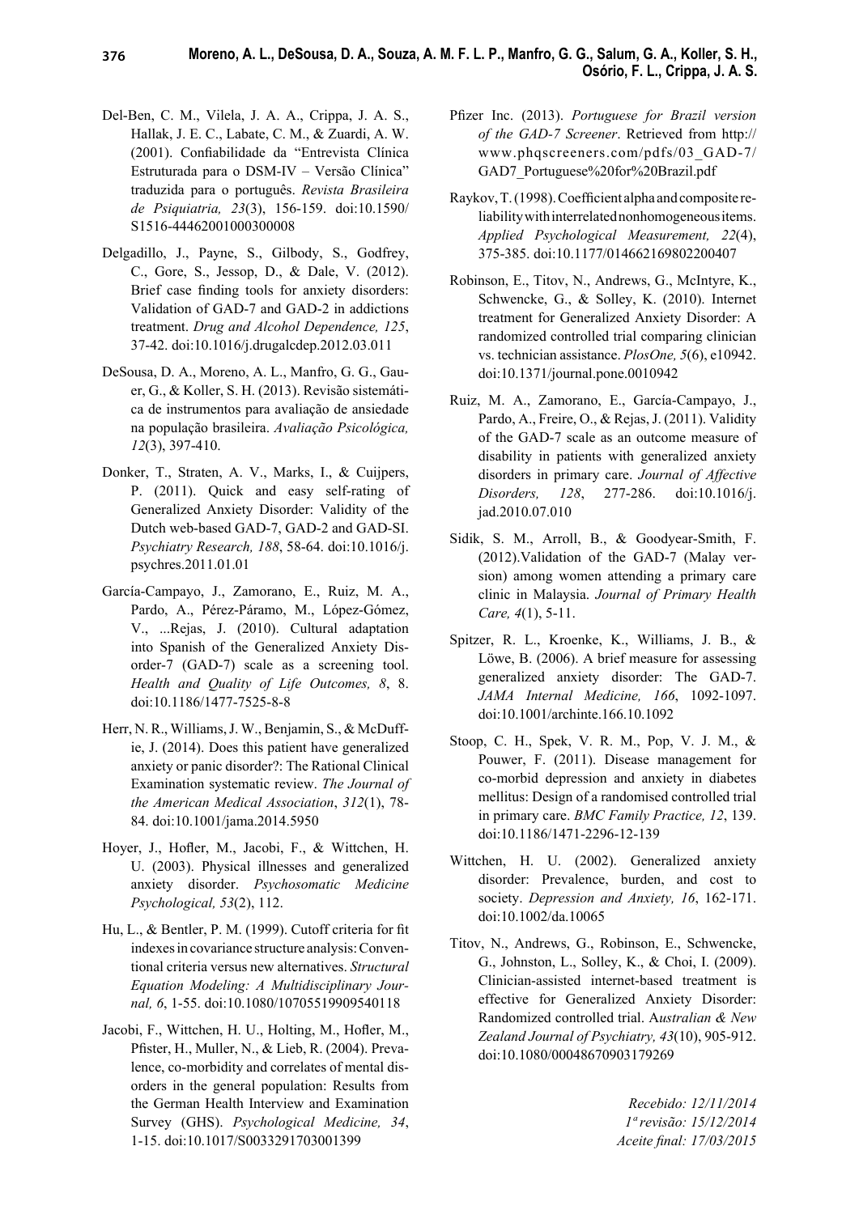Del-Ben, C. M., Vilela, J. A. A., Crippa, J. A. S., Hallak, J. E. C., Labate, C. M., & Zuardi, A. W. (2001). Confiabilidade da "Entrevista Clínica Estruturada para o DSM-IV – Versão Clínica" traduzida para o português. *Revista Brasileira de Psiquiatria, 23*(3), 156-159. doi:10.1590/S1516-44462001000300008

Delgadillo, J., Payne, S., Gilbody, S., Godfrey, C., Gore, S., Jessop, D., & Dale, V. (2012). Brief case finding tools for anxiety disorders: Validation of GAD-7 and GAD-2 in addictions treatment. *Drug and Alcohol Dependence, 125*, 37-42. doi:10.1016/j.drugalcdep.2012.03.011

DeSousa, D. A., Moreno, A. L., Manfro, G. G., Gauer, G., & Koller, S. H. (2013). Revisão sistemática de instrumentos para avaliação de ansiedade na população brasileira. *Avaliação Psicológica, 12*(3), 397-410.

Donker, T., Straten, A. V., Marks, I., & Cuijpers, P. (2011). Quick and easy self-rating of Generalized Anxiety Disorder: Validity of the Dutch web-based GAD-7, GAD-2 and GAD-SI. *Psychiatry Research, 188*, 58-64. doi:10.1016/j.psychres.2011.01.01

García-Campayo, J., Zamorano, E., Ruiz, M. A., Pardo, A., Pérez-Páramo, M., López-Gómez, V., ...Rejas, J. (2010). Cultural adaptation into Spanish of the Generalized Anxiety Disorder-7 (GAD-7) scale as a screening tool. *Health and Quality of Life Outcomes, 8*, 8. doi:10.1186/1477-7525-8-8

Herr, N. R., Williams, J. W., Benjamin, S., & McDuffie, J. (2014). Does this patient have generalized anxiety or panic disorder?: The Rational Clinical Examination systematic review. *The Journal of the American Medical Association*, *312*(1), 78-84. doi:10.1001/jama.2014.5950

Hoyer, J., Hofler, M., Jacobi, F., & Wittchen, H. U. (2003). Physical illnesses and generalized anxiety disorder. *Psychosomatic Medicine Psychological, 53*(2), 112.

Hu, L., & Bentler, P. M. (1999). Cutoff criteria for fit indexes in covariance structure analysis: Conventional criteria versus new alternatives. *Structural Equation Modeling: A Multidisciplinary Journal, 6*, 1-55. doi:10.1080/10705519909540118

Jacobi, F., Wittchen, H. U., Holting, M., Hofler, M., Pfister, H., Muller, N., & Lieb, R. (2004). Prevalence, co-morbidity and correlates of mental disorders in the general population: Results from the German Health Interview and Examination Survey (GHS). *Psychological Medicine, 34*, 1-15. doi:10.1017/S0033291703001399

Pfizer Inc. (2013). *Portuguese for Brazil version of the GAD-7 Screener*. Retrieved from http://www.phqscreeners.com/pdfs/03_GAD-7/GAD7_Portuguese%20for%20Brazil.pdf

Raykov, T. (1998). Coefficient alpha and composite reliability with interrelated nonhomogeneous items. *Applied Psychological Measurement, 22*(4), 375-385. doi:10.1177/014662169802200407

Robinson, E., Titov, N., Andrews, G., McIntyre, K., Schwencke, G., & Solley, K. (2010). Internet treatment for Generalized Anxiety Disorder: A randomized controlled trial comparing clinician vs. technician assistance. *PlosOne, 5*(6), e10942. doi:10.1371/journal.pone.0010942

Ruiz, M. A., Zamorano, E., García-Campayo, J., Pardo, A., Freire, O., & Rejas, J. (2011). Validity of the GAD-7 scale as an outcome measure of disability in patients with generalized anxiety disorders in primary care. *Journal of Affective Disorders, 128*, 277-286. doi:10.1016/j.jad.2010.07.010

Sidik, S. M., Arroll, B., & Goodyear-Smith, F. (2012).Validation of the GAD-7 (Malay version) among women attending a primary care clinic in Malaysia. *Journal of Primary Health Care, 4*(1), 5-11.

Spitzer, R. L., Kroenke, K., Williams, J. B., & Löwe, B. (2006). A brief measure for assessing generalized anxiety disorder: The GAD-7. *JAMA Internal Medicine, 166*, 1092-1097. doi:10.1001/archinte.166.10.1092

Stoop, C. H., Spek, V. R. M., Pop, V. J. M., & Pouwer, F. (2011). Disease management for co-morbid depression and anxiety in diabetes mellitus: Design of a randomised controlled trial in primary care. *BMC Family Practice, 12*, 139. doi:10.1186/1471-2296-12-139

Wittchen, H. U. (2002). Generalized anxiety disorder: Prevalence, burden, and cost to society. *Depression and Anxiety, 16*, 162-171. doi:10.1002/da.10065

Titov, N., Andrews, G., Robinson, E., Schwencke, G., Johnston, L., Solley, K., & Choi, I. (2009). Clinician-assisted internet-based treatment is effective for Generalized Anxiety Disorder: Randomized controlled trial. A*ustralian & New Zealand Journal of Psychiatry, 43*(10), 905-912. doi:10.1080/00048670903179269

*Recebido: 12/11/2014*
*1ª revisão: 15/12/2014*
*Aceite final: 17/03/2015*